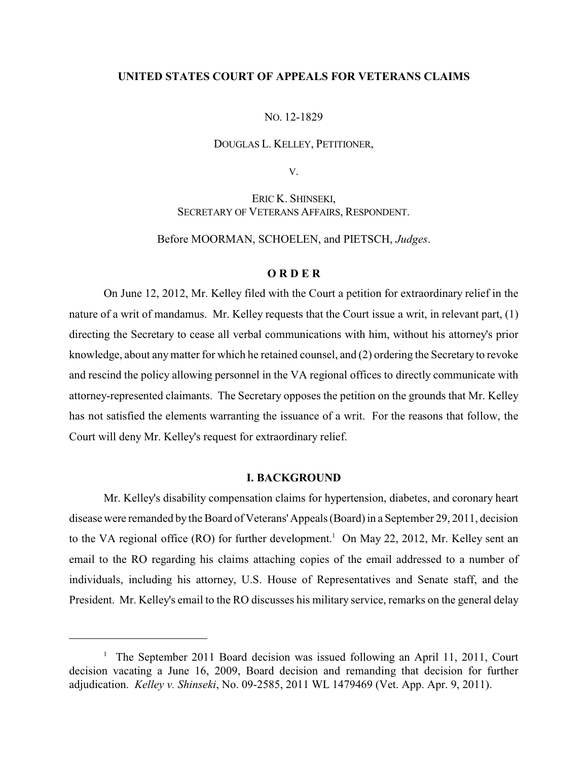**UNITED STATES COURT OF APPEALS FOR VETERANS CLAIMS**

NO. 12-1829

DOUGLAS L. KELLEY, PETITIONER,

V.

ERIC K. SHINSEKI,
SECRETARY OF VETERANS AFFAIRS, RESPONDENT.

Before MOORMAN, SCHOELEN, and PIETSCH, *Judges*.

**O R D E R**

On June 12, 2012, Mr. Kelley filed with the Court a petition for extraordinary relief in the nature of a writ of mandamus. Mr. Kelley requests that the Court issue a writ, in relevant part, (1) directing the Secretary to cease all verbal communications with him, without his attorney's prior knowledge, about any matter for which he retained counsel, and (2) ordering the Secretary to revoke and rescind the policy allowing personnel in the VA regional offices to directly communicate with attorney-represented claimants. The Secretary opposes the petition on the grounds that Mr. Kelley has not satisfied the elements warranting the issuance of a writ. For the reasons that follow, the Court will deny Mr. Kelley's request for extraordinary relief.

## I. BACKGROUND

Mr. Kelley's disability compensation claims for hypertension, diabetes, and coronary heart disease were remanded by the Board of Veterans' Appeals (Board) in a September 29, 2011, decision to the VA regional office (RO) for further development.[1] On May 22, 2012, Mr. Kelley sent an email to the RO regarding his claims attaching copies of the email addressed to a number of individuals, including his attorney, U.S. House of Representatives and Senate staff, and the President. Mr. Kelley's email to the RO discusses his military service, remarks on the general delay

[1] The September 2011 Board decision was issued following an April 11, 2011, Court decision vacating a June 16, 2009, Board decision and remanding that decision for further adjudication. *Kelley v. Shinseki*, No. 09-2585, 2011 WL 1479469 (Vet. App. Apr. 9, 2011).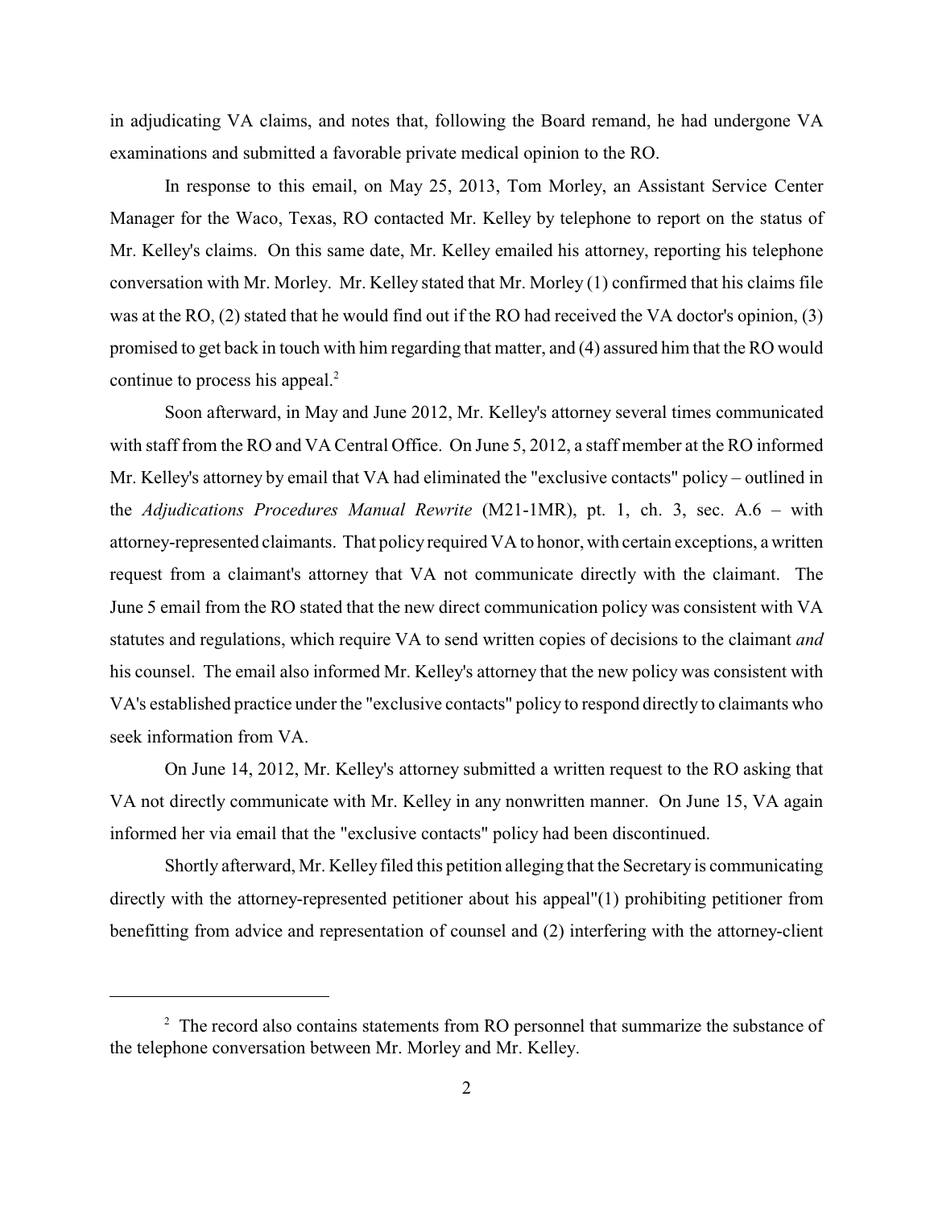in adjudicating VA claims, and notes that, following the Board remand, he had undergone VA examinations and submitted a favorable private medical opinion to the RO.

In response to this email, on May 25, 2013, Tom Morley, an Assistant Service Center Manager for the Waco, Texas, RO contacted Mr. Kelley by telephone to report on the status of Mr. Kelley's claims. On this same date, Mr. Kelley emailed his attorney, reporting his telephone conversation with Mr. Morley. Mr. Kelley stated that Mr. Morley (1) confirmed that his claims file was at the RO, (2) stated that he would find out if the RO had received the VA doctor's opinion, (3) promised to get back in touch with him regarding that matter, and (4) assured him that the RO would continue to process his appeal.[2]

Soon afterward, in May and June 2012, Mr. Kelley's attorney several times communicated with staff from the RO and VA Central Office. On June 5, 2012, a staff member at the RO informed Mr. Kelley's attorney by email that VA had eliminated the "exclusive contacts" policy – outlined in the *Adjudications Procedures Manual Rewrite* (M21-1MR), pt. 1, ch. 3, sec. A.6 – with attorney-represented claimants. That policy required VA to honor, with certain exceptions, a written request from a claimant's attorney that VA not communicate directly with the claimant. The June 5 email from the RO stated that the new direct communication policy was consistent with VA statutes and regulations, which require VA to send written copies of decisions to the claimant *and* his counsel. The email also informed Mr. Kelley's attorney that the new policy was consistent with VA's established practice under the "exclusive contacts" policy to respond directly to claimants who seek information from VA.

On June 14, 2012, Mr. Kelley's attorney submitted a written request to the RO asking that VA not directly communicate with Mr. Kelley in any nonwritten manner. On June 15, VA again informed her via email that the "exclusive contacts" policy had been discontinued.

Shortly afterward, Mr. Kelley filed this petition alleging that the Secretary is communicating directly with the attorney-represented petitioner about his appeal"(1) prohibiting petitioner from benefitting from advice and representation of counsel and (2) interfering with the attorney-client

---

[2] The record also contains statements from RO personnel that summarize the substance of the telephone conversation between Mr. Morley and Mr. Kelley.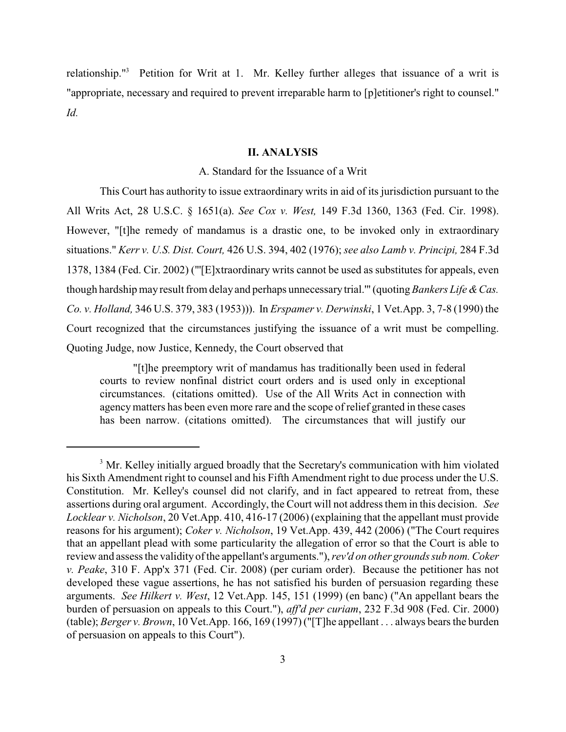relationship."[3] Petition for Writ at 1. Mr. Kelley further alleges that issuance of a writ is "appropriate, necessary and required to prevent irreparable harm to [p]etitioner's right to counsel." *Id.*

## II. ANALYSIS

### A. Standard for the Issuance of a Writ

This Court has authority to issue extraordinary writs in aid of its jurisdiction pursuant to the All Writs Act, 28 U.S.C. § 1651(a). *See Cox v. West,* 149 F.3d 1360, 1363 (Fed. Cir. 1998). However, "[t]he remedy of mandamus is a drastic one, to be invoked only in extraordinary situations." *Kerr v. U.S. Dist. Court,* 426 U.S. 394, 402 (1976); *see also Lamb v. Principi,* 284 F.3d 1378, 1384 (Fed. Cir. 2002) ("'[E]xtraordinary writs cannot be used as substitutes for appeals, even though hardship may result from delay and perhaps unnecessary trial.'" (quoting *Bankers Life & Cas. Co. v. Holland,* 346 U.S. 379, 383 (1953))). In *Erspamer v. Derwinski*, 1 Vet.App. 3, 7-8 (1990) the Court recognized that the circumstances justifying the issuance of a writ must be compelling. Quoting Judge, now Justice, Kennedy, the Court observed that

> "[t]he preemptory writ of mandamus has traditionally been used in federal courts to review nonfinal district court orders and is used only in exceptional circumstances. (citations omitted). Use of the All Writs Act in connection with agency matters has been even more rare and the scope of relief granted in these cases has been narrow. (citations omitted). The circumstances that will justify our

---

[3] Mr. Kelley initially argued broadly that the Secretary's communication with him violated his Sixth Amendment right to counsel and his Fifth Amendment right to due process under the U.S. Constitution. Mr. Kelley's counsel did not clarify, and in fact appeared to retreat from, these assertions during oral argument. Accordingly, the Court will not address them in this decision. *See Locklear v. Nicholson*, 20 Vet.App. 410, 416-17 (2006) (explaining that the appellant must provide reasons for his argument); *Coker v. Nicholson*, 19 Vet.App. 439, 442 (2006) ("The Court requires that an appellant plead with some particularity the allegation of error so that the Court is able to review and assess the validity of the appellant's arguments."), *rev'd on other grounds sub nom. Coker v. Peake*, 310 F. App'x 371 (Fed. Cir. 2008) (per curiam order). Because the petitioner has not developed these vague assertions, he has not satisfied his burden of persuasion regarding these arguments. *See Hilkert v. West*, 12 Vet.App. 145, 151 (1999) (en banc) ("An appellant bears the burden of persuasion on appeals to this Court."), *aff'd per curiam*, 232 F.3d 908 (Fed. Cir. 2000) (table); *Berger v. Brown*, 10 Vet.App. 166, 169 (1997) ("[T]he appellant . . . always bears the burden of persuasion on appeals to this Court").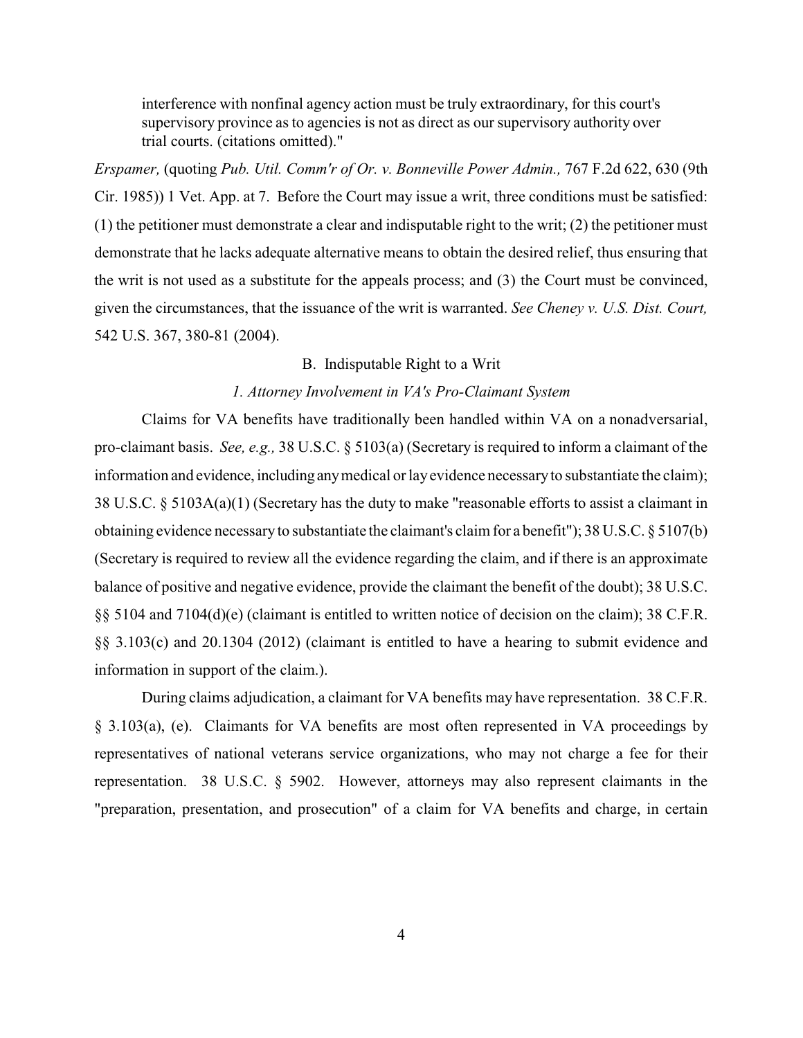> interference with nonfinal agency action must be truly extraordinary, for this court's supervisory province as to agencies is not as direct as our supervisory authority over trial courts. (citations omitted)."

*Erspamer,* (quoting *Pub. Util. Comm'r of Or. v. Bonneville Power Admin.,* 767 F.2d 622, 630 (9th Cir. 1985)) 1 Vet. App. at 7. Before the Court may issue a writ, three conditions must be satisfied: (1) the petitioner must demonstrate a clear and indisputable right to the writ; (2) the petitioner must demonstrate that he lacks adequate alternative means to obtain the desired relief, thus ensuring that the writ is not used as a substitute for the appeals process; and (3) the Court must be convinced, given the circumstances, that the issuance of the writ is warranted. *See Cheney v. U.S. Dist. Court,* 542 U.S. 367, 380-81 (2004).

## B. Indisputable Right to a Writ

### *1. Attorney Involvement in VA's Pro-Claimant System*

Claims for VA benefits have traditionally been handled within VA on a nonadversarial, pro-claimant basis. *See, e.g.,* 38 U.S.C. § 5103(a) (Secretary is required to inform a claimant of the information and evidence, including any medical or lay evidence necessary to substantiate the claim); 38 U.S.C. § 5103A(a)(1) (Secretary has the duty to make "reasonable efforts to assist a claimant in obtaining evidence necessary to substantiate the claimant's claim for a benefit"); 38 U.S.C. § 5107(b) (Secretary is required to review all the evidence regarding the claim, and if there is an approximate balance of positive and negative evidence, provide the claimant the benefit of the doubt); 38 U.S.C. §§ 5104 and 7104(d)(e) (claimant is entitled to written notice of decision on the claim); 38 C.F.R. §§ 3.103(c) and 20.1304 (2012) (claimant is entitled to have a hearing to submit evidence and information in support of the claim.).

During claims adjudication, a claimant for VA benefits may have representation. 38 C.F.R. § 3.103(a), (e). Claimants for VA benefits are most often represented in VA proceedings by representatives of national veterans service organizations, who may not charge a fee for their representation. 38 U.S.C. § 5902. However, attorneys may also represent claimants in the "preparation, presentation, and prosecution" of a claim for VA benefits and charge, in certain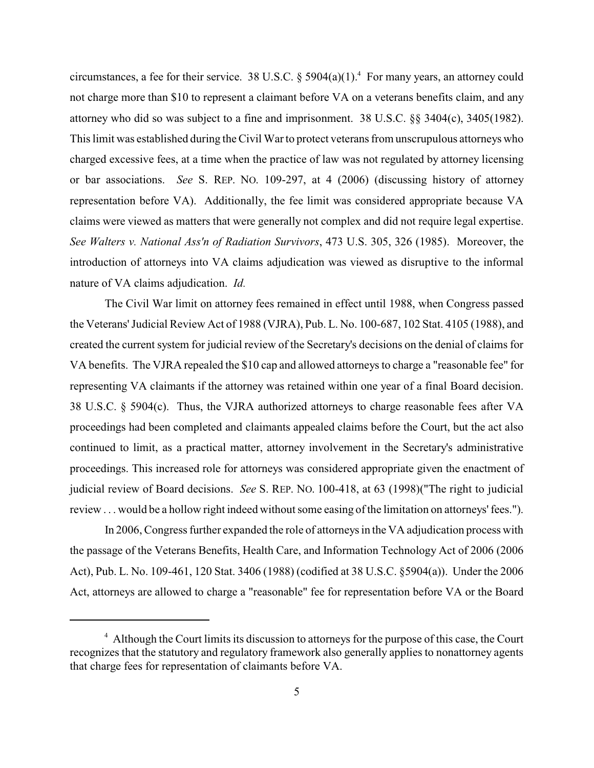circumstances, a fee for their service. 38 U.S.C. § 5904(a)(1).[4] For many years, an attorney could not charge more than $10 to represent a claimant before VA on a veterans benefits claim, and any attorney who did so was subject to a fine and imprisonment. 38 U.S.C. §§ 3404(c), 3405(1982). This limit was established during the Civil War to protect veterans from unscrupulous attorneys who charged excessive fees, at a time when the practice of law was not regulated by attorney licensing or bar associations. *See* S. REP. NO. 109-297, at 4 (2006) (discussing history of attorney representation before VA). Additionally, the fee limit was considered appropriate because VA claims were viewed as matters that were generally not complex and did not require legal expertise. *See Walters v. National Ass'n of Radiation Survivors*, 473 U.S. 305, 326 (1985). Moreover, the introduction of attorneys into VA claims adjudication was viewed as disruptive to the informal nature of VA claims adjudication. *Id.*

The Civil War limit on attorney fees remained in effect until 1988, when Congress passed the Veterans' Judicial Review Act of 1988 (VJRA), Pub. L. No. 100-687, 102 Stat. 4105 (1988), and created the current system for judicial review of the Secretary's decisions on the denial of claims for VA benefits. The VJRA repealed the $10 cap and allowed attorneys to charge a "reasonable fee" for representing VA claimants if the attorney was retained within one year of a final Board decision. 38 U.S.C. § 5904(c). Thus, the VJRA authorized attorneys to charge reasonable fees after VA proceedings had been completed and claimants appealed claims before the Court, but the act also continued to limit, as a practical matter, attorney involvement in the Secretary's administrative proceedings. This increased role for attorneys was considered appropriate given the enactment of judicial review of Board decisions. *See* S. REP. NO. 100-418, at 63 (1998)("The right to judicial review . . . would be a hollow right indeed without some easing of the limitation on attorneys' fees.").

In 2006, Congress further expanded the role of attorneys in the VA adjudication process with the passage of the Veterans Benefits, Health Care, and Information Technology Act of 2006 (2006 Act), Pub. L. No. 109-461, 120 Stat. 3406 (1988) (codified at 38 U.S.C. §5904(a)). Under the 2006 Act, attorneys are allowed to charge a "reasonable" fee for representation before VA or the Board

---

[4] Although the Court limits its discussion to attorneys for the purpose of this case, the Court recognizes that the statutory and regulatory framework also generally applies to nonattorney agents that charge fees for representation of claimants before VA.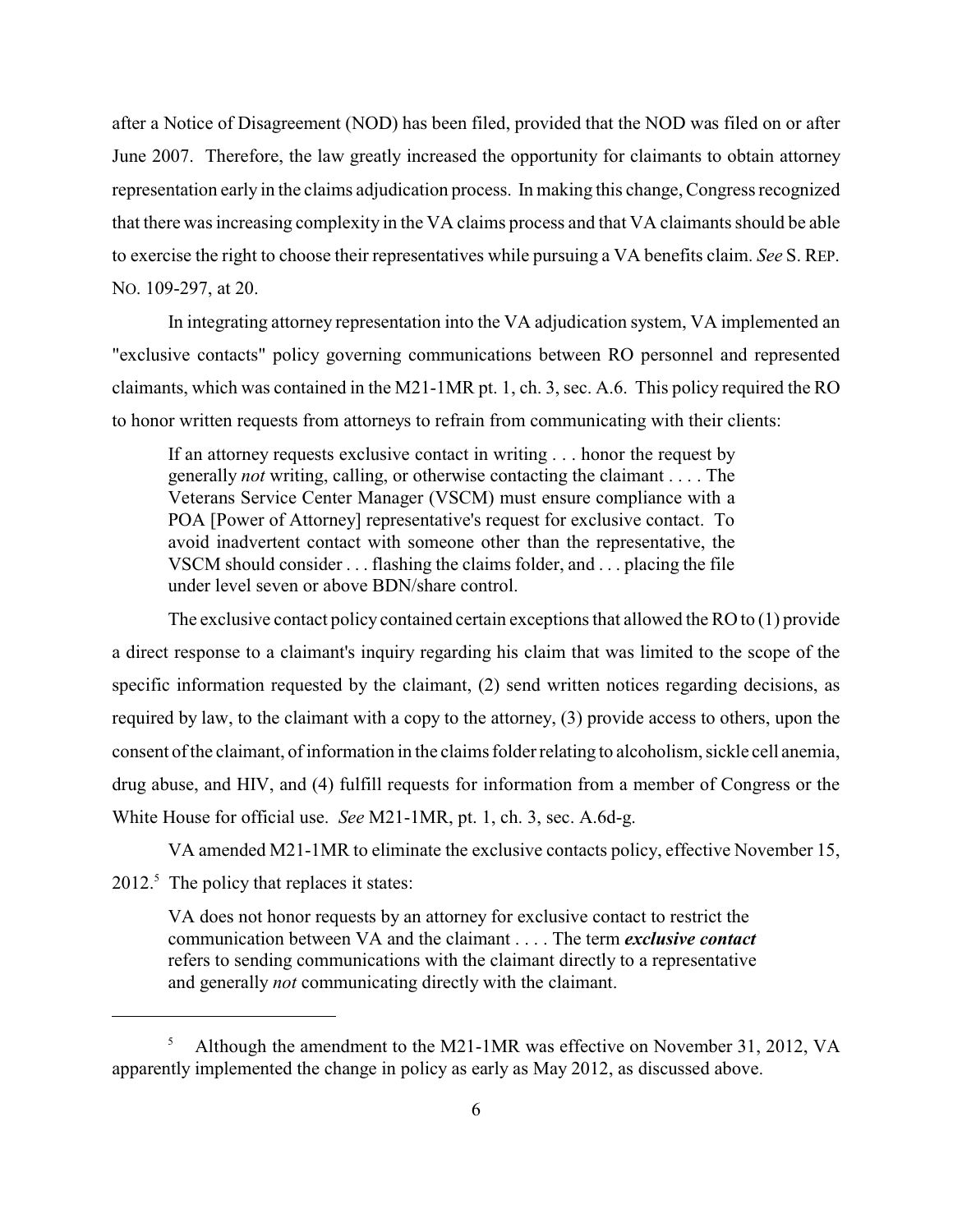after a Notice of Disagreement (NOD) has been filed, provided that the NOD was filed on or after June 2007. Therefore, the law greatly increased the opportunity for claimants to obtain attorney representation early in the claims adjudication process. In making this change, Congress recognized that there was increasing complexity in the VA claims process and that VA claimants should be able to exercise the right to choose their representatives while pursuing a VA benefits claim. *See* S. REP. NO. 109-297, at 20.

In integrating attorney representation into the VA adjudication system, VA implemented an "exclusive contacts" policy governing communications between RO personnel and represented claimants, which was contained in the M21-1MR pt. 1, ch. 3, sec. A.6. This policy required the RO to honor written requests from attorneys to refrain from communicating with their clients:

> If an attorney requests exclusive contact in writing . . . honor the request by generally *not* writing, calling, or otherwise contacting the claimant . . . . The Veterans Service Center Manager (VSCM) must ensure compliance with a POA [Power of Attorney] representative's request for exclusive contact. To avoid inadvertent contact with someone other than the representative, the VSCM should consider . . . flashing the claims folder, and . . . placing the file under level seven or above BDN/share control.

The exclusive contact policy contained certain exceptions that allowed the RO to (1) provide a direct response to a claimant's inquiry regarding his claim that was limited to the scope of the specific information requested by the claimant, (2) send written notices regarding decisions, as required by law, to the claimant with a copy to the attorney, (3) provide access to others, upon the consent of the claimant, of information in the claims folder relating to alcoholism, sickle cell anemia, drug abuse, and HIV, and (4) fulfill requests for information from a member of Congress or the White House for official use. *See* M21-1MR, pt. 1, ch. 3, sec. A.6d-g.

VA amended M21-1MR to eliminate the exclusive contacts policy, effective November 15, 2012.[5] The policy that replaces it states:

> VA does not honor requests by an attorney for exclusive contact to restrict the communication between VA and the claimant . . . . The term ***exclusive contact*** refers to sending communications with the claimant directly to a representative and generally *not* communicating directly with the claimant.

---

[5] Although the amendment to the M21-1MR was effective on November 31, 2012, VA apparently implemented the change in policy as early as May 2012, as discussed above.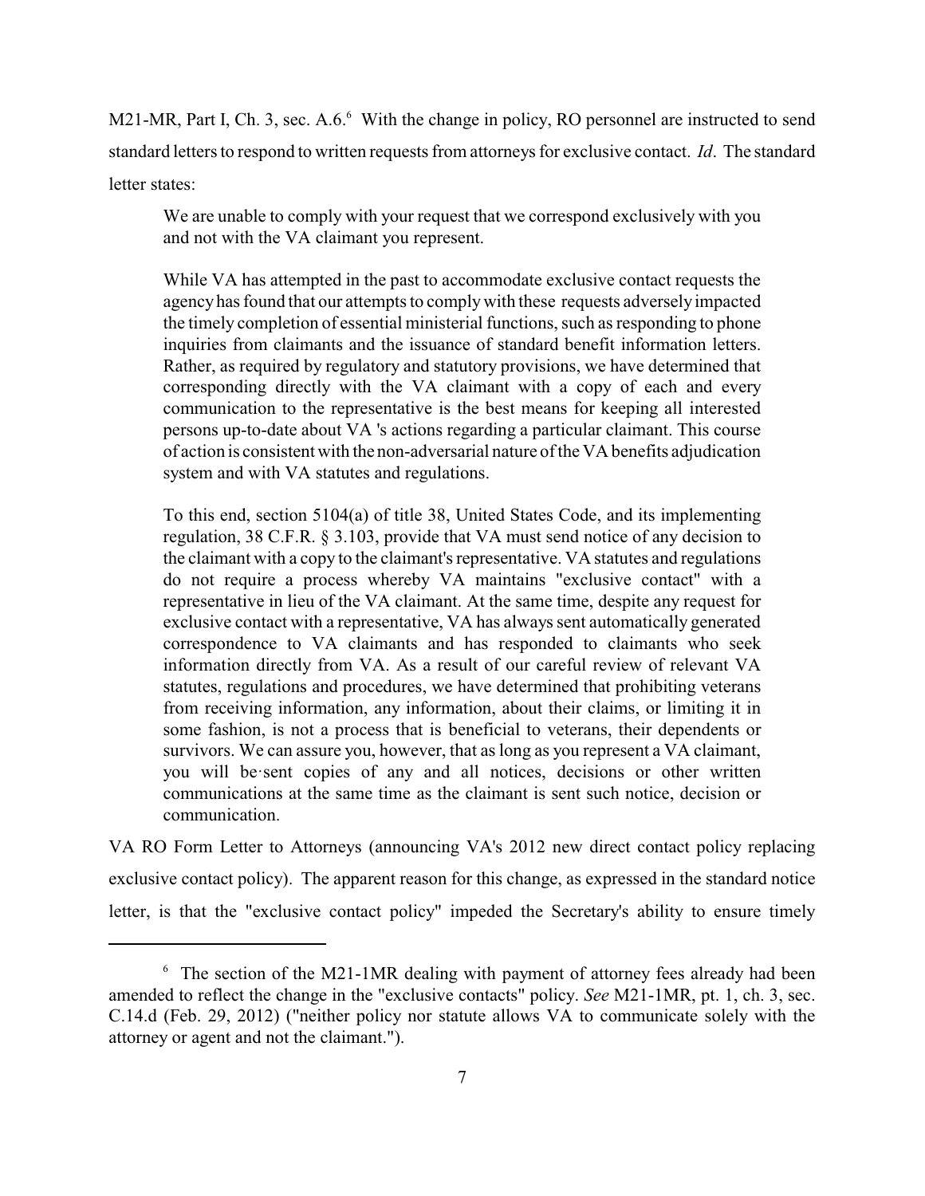M21-MR, Part I, Ch. 3, sec. A.6.[6] With the change in policy, RO personnel are instructed to send standard letters to respond to written requests from attorneys for exclusive contact. *Id*. The standard letter states:

> We are unable to comply with your request that we correspond exclusively with you and not with the VA claimant you represent.
>
> While VA has attempted in the past to accommodate exclusive contact requests the agency has found that our attempts to comply with these requests adversely impacted the timely completion of essential ministerial functions, such as responding to phone inquiries from claimants and the issuance of standard benefit information letters. Rather, as required by regulatory and statutory provisions, we have determined that corresponding directly with the VA claimant with a copy of each and every communication to the representative is the best means for keeping all interested persons up-to-date about VA 's actions regarding a particular claimant. This course of action is consistent with the non-adversarial nature of the VA benefits adjudication system and with VA statutes and regulations.
>
> To this end, section 5104(a) of title 38, United States Code, and its implementing regulation, 38 C.F.R. § 3.103, provide that VA must send notice of any decision to the claimant with a copy to the claimant's representative. VA statutes and regulations do not require a process whereby VA maintains "exclusive contact" with a representative in lieu of the VA claimant. At the same time, despite any request for exclusive contact with a representative, VA has always sent automatically generated correspondence to VA claimants and has responded to claimants who seek information directly from VA. As a result of our careful review of relevant VA statutes, regulations and procedures, we have determined that prohibiting veterans from receiving information, any information, about their claims, or limiting it in some fashion, is not a process that is beneficial to veterans, their dependents or survivors. We can assure you, however, that as long as you represent a VA claimant, you will be·sent copies of any and all notices, decisions or other written communications at the same time as the claimant is sent such notice, decision or communication.

VA RO Form Letter to Attorneys (announcing VA's 2012 new direct contact policy replacing exclusive contact policy). The apparent reason for this change, as expressed in the standard notice letter, is that the "exclusive contact policy" impeded the Secretary's ability to ensure timely

---

[6] The section of the M21-1MR dealing with payment of attorney fees already had been amended to reflect the change in the "exclusive contacts" policy. *See* M21-1MR, pt. 1, ch. 3, sec. C.14.d (Feb. 29, 2012) ("neither policy nor statute allows VA to communicate solely with the attorney or agent and not the claimant.").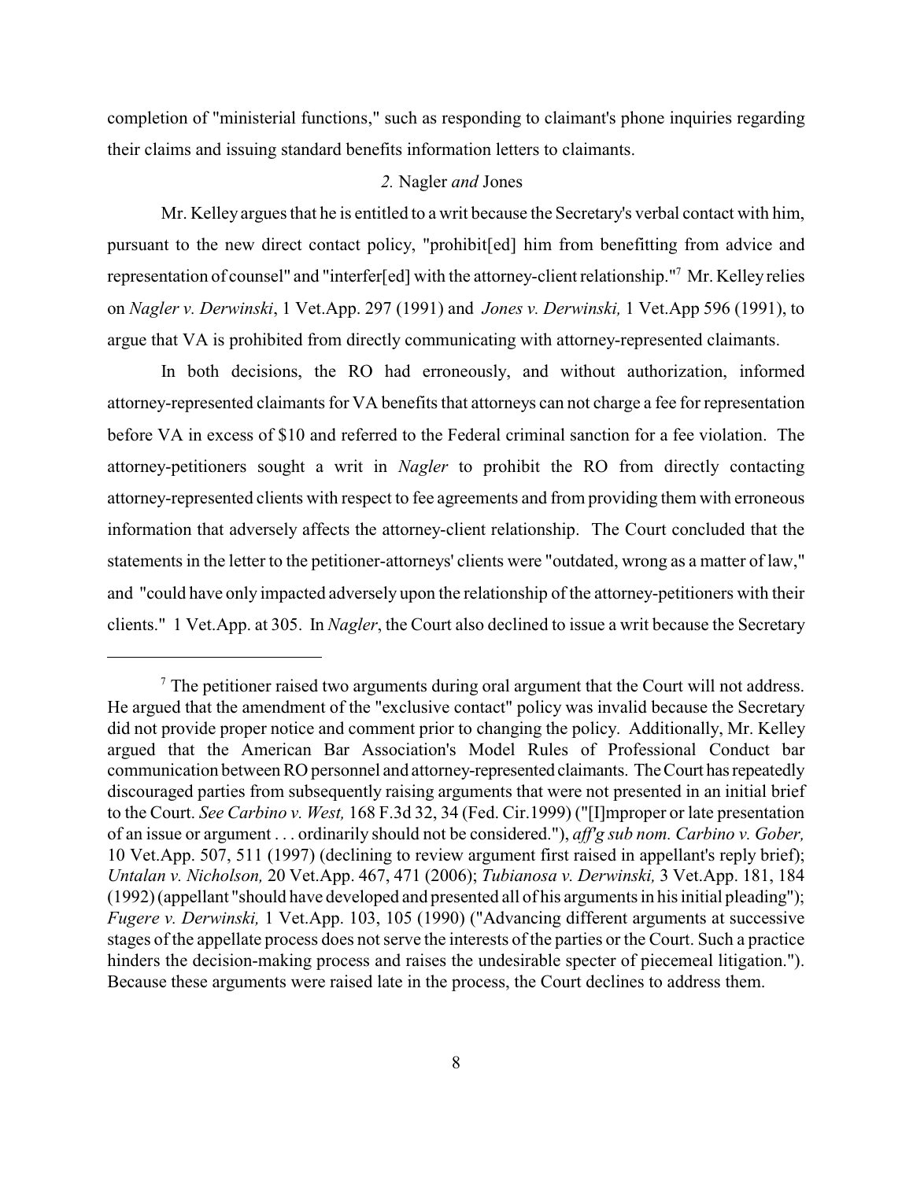completion of "ministerial functions," such as responding to claimant's phone inquiries regarding their claims and issuing standard benefits information letters to claimants.

### *2.* Nagler *and* Jones

Mr. Kelley argues that he is entitled to a writ because the Secretary's verbal contact with him, pursuant to the new direct contact policy, "prohibit[ed] him from benefitting from advice and representation of counsel" and "interfer[ed] with the attorney-client relationship."[7] Mr. Kelley relies on *Nagler v. Derwinski*, 1 Vet.App. 297 (1991) and *Jones v. Derwinski,* 1 Vet.App 596 (1991), to argue that VA is prohibited from directly communicating with attorney-represented claimants.

In both decisions, the RO had erroneously, and without authorization, informed attorney-represented claimants for VA benefits that attorneys can not charge a fee for representation before VA in excess of $10 and referred to the Federal criminal sanction for a fee violation. The attorney-petitioners sought a writ in *Nagler* to prohibit the RO from directly contacting attorney-represented clients with respect to fee agreements and from providing them with erroneous information that adversely affects the attorney-client relationship. The Court concluded that the statements in the letter to the petitioner-attorneys' clients were "outdated, wrong as a matter of law," and "could have only impacted adversely upon the relationship of the attorney-petitioners with their clients." 1 Vet.App. at 305. In *Nagler*, the Court also declined to issue a writ because the Secretary

---

[7] The petitioner raised two arguments during oral argument that the Court will not address. He argued that the amendment of the "exclusive contact" policy was invalid because the Secretary did not provide proper notice and comment prior to changing the policy. Additionally, Mr. Kelley argued that the American Bar Association's Model Rules of Professional Conduct bar communication between RO personnel and attorney-represented claimants. The Court has repeatedly discouraged parties from subsequently raising arguments that were not presented in an initial brief to the Court. *See Carbino v. West,* 168 F.3d 32, 34 (Fed. Cir.1999) ("[I]mproper or late presentation of an issue or argument . . . ordinarily should not be considered."), *aff'g sub nom. Carbino v. Gober,* 10 Vet.App. 507, 511 (1997) (declining to review argument first raised in appellant's reply brief); *Untalan v. Nicholson,* 20 Vet.App. 467, 471 (2006); *Tubianosa v. Derwinski,* 3 Vet.App. 181, 184 (1992) (appellant "should have developed and presented all of his arguments in his initial pleading"); *Fugere v. Derwinski,* 1 Vet.App. 103, 105 (1990) ("Advancing different arguments at successive stages of the appellate process does not serve the interests of the parties or the Court. Such a practice hinders the decision-making process and raises the undesirable specter of piecemeal litigation."). Because these arguments were raised late in the process, the Court declines to address them.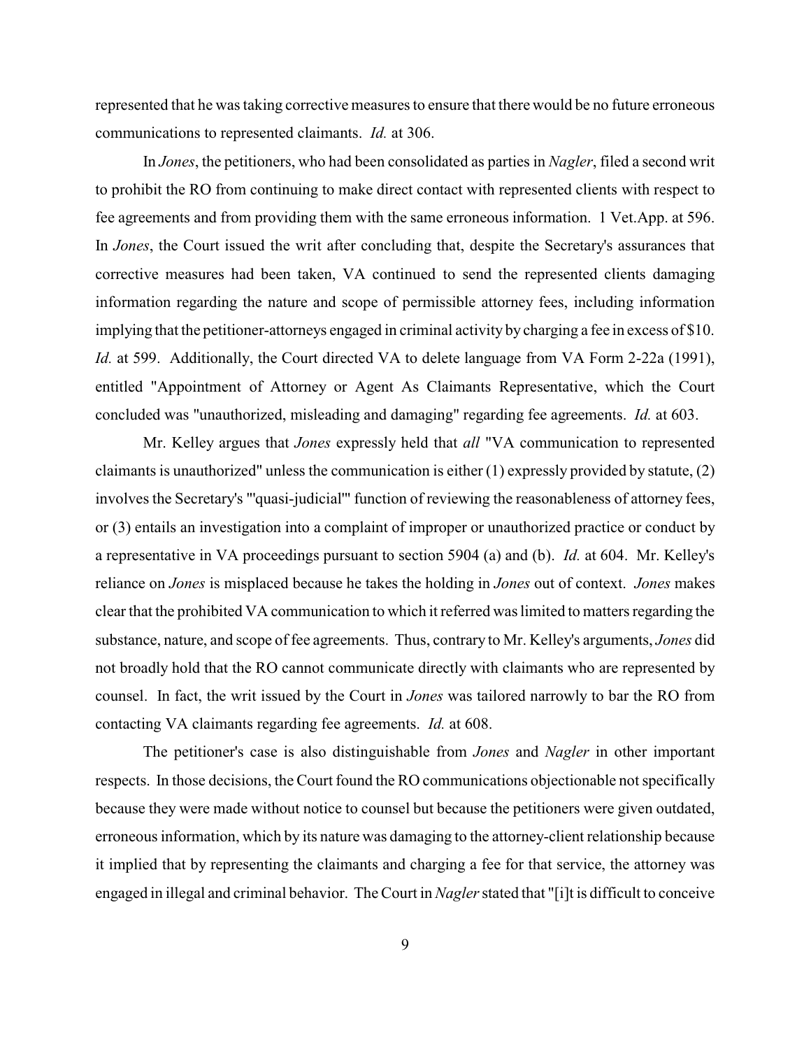represented that he was taking corrective measures to ensure that there would be no future erroneous communications to represented claimants. *Id.* at 306.

In *Jones*, the petitioners, who had been consolidated as parties in *Nagler*, filed a second writ to prohibit the RO from continuing to make direct contact with represented clients with respect to fee agreements and from providing them with the same erroneous information. 1 Vet.App. at 596. In *Jones*, the Court issued the writ after concluding that, despite the Secretary's assurances that corrective measures had been taken, VA continued to send the represented clients damaging information regarding the nature and scope of permissible attorney fees, including information implying that the petitioner-attorneys engaged in criminal activity by charging a fee in excess of $10. *Id.* at 599. Additionally, the Court directed VA to delete language from VA Form 2-22a (1991), entitled "Appointment of Attorney or Agent As Claimants Representative, which the Court concluded was "unauthorized, misleading and damaging" regarding fee agreements. *Id.* at 603.

Mr. Kelley argues that *Jones* expressly held that *all* "VA communication to represented claimants is unauthorized" unless the communication is either (1) expressly provided by statute, (2) involves the Secretary's "'quasi-judicial'" function of reviewing the reasonableness of attorney fees, or (3) entails an investigation into a complaint of improper or unauthorized practice or conduct by a representative in VA proceedings pursuant to section 5904 (a) and (b). *Id.* at 604. Mr. Kelley's reliance on *Jones* is misplaced because he takes the holding in *Jones* out of context. *Jones* makes clear that the prohibited VA communication to which it referred was limited to matters regarding the substance, nature, and scope of fee agreements. Thus, contrary to Mr. Kelley's arguments, *Jones* did not broadly hold that the RO cannot communicate directly with claimants who are represented by counsel. In fact, the writ issued by the Court in *Jones* was tailored narrowly to bar the RO from contacting VA claimants regarding fee agreements. *Id.* at 608.

The petitioner's case is also distinguishable from *Jones* and *Nagler* in other important respects. In those decisions, the Court found the RO communications objectionable not specifically because they were made without notice to counsel but because the petitioners were given outdated, erroneous information, which by its nature was damaging to the attorney-client relationship because it implied that by representing the claimants and charging a fee for that service, the attorney was engaged in illegal and criminal behavior. The Court in *Nagler* stated that "[i]t is difficult to conceive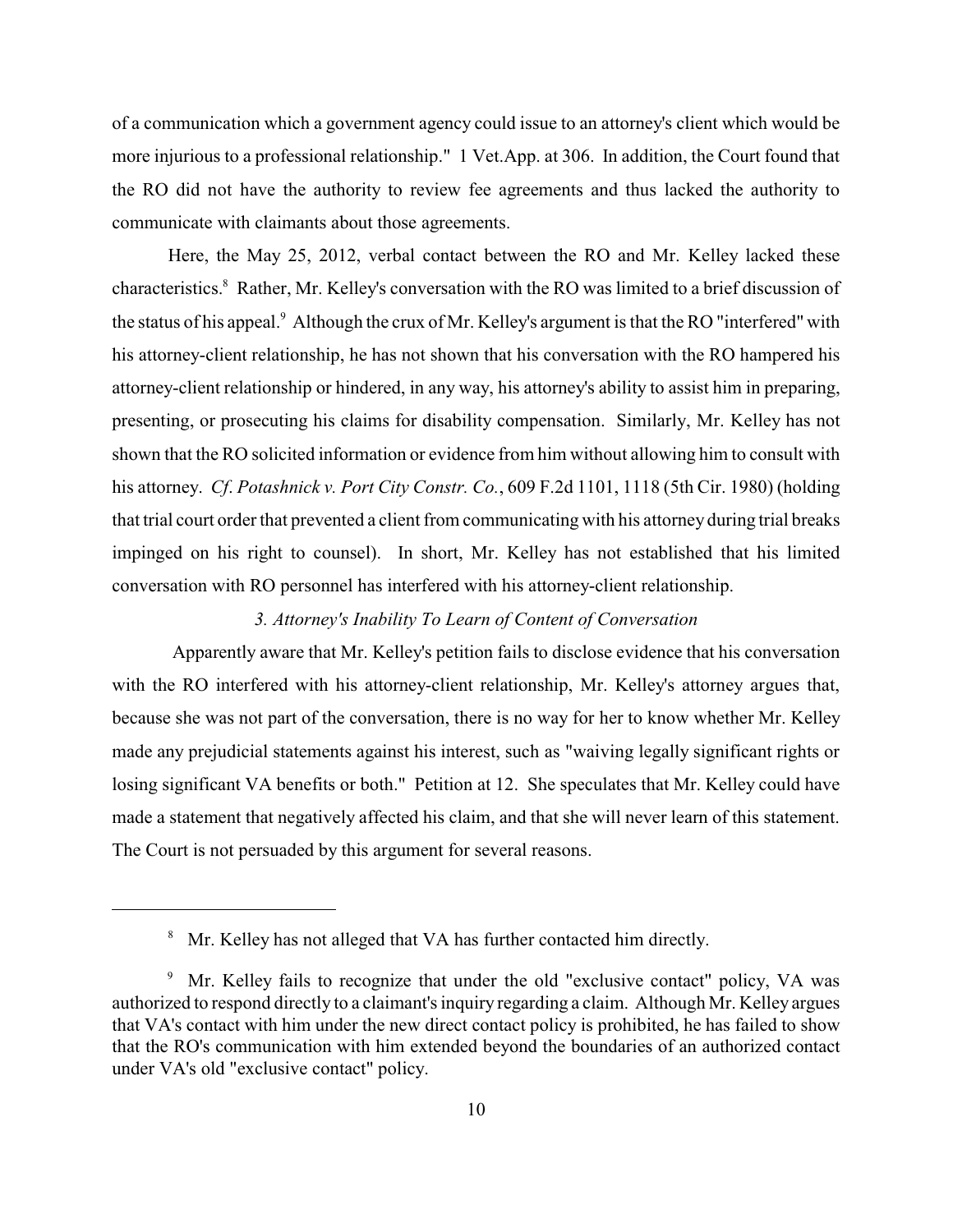of a communication which a government agency could issue to an attorney's client which would be more injurious to a professional relationship." 1 Vet.App. at 306. In addition, the Court found that the RO did not have the authority to review fee agreements and thus lacked the authority to communicate with claimants about those agreements.

Here, the May 25, 2012, verbal contact between the RO and Mr. Kelley lacked these characteristics.[8] Rather, Mr. Kelley's conversation with the RO was limited to a brief discussion of the status of his appeal.[9] Although the crux of Mr. Kelley's argument is that the RO "interfered" with his attorney-client relationship, he has not shown that his conversation with the RO hampered his attorney-client relationship or hindered, in any way, his attorney's ability to assist him in preparing, presenting, or prosecuting his claims for disability compensation. Similarly, Mr. Kelley has not shown that the RO solicited information or evidence from him without allowing him to consult with his attorney. *Cf. Potashnick v. Port City Constr. Co.*, 609 F.2d 1101, 1118 (5th Cir. 1980) (holding that trial court order that prevented a client from communicating with his attorney during trial breaks impinged on his right to counsel). In short, Mr. Kelley has not established that his limited conversation with RO personnel has interfered with his attorney-client relationship.

### *3. Attorney's Inability To Learn of Content of Conversation*

Apparently aware that Mr. Kelley's petition fails to disclose evidence that his conversation with the RO interfered with his attorney-client relationship, Mr. Kelley's attorney argues that, because she was not part of the conversation, there is no way for her to know whether Mr. Kelley made any prejudicial statements against his interest, such as "waiving legally significant rights or losing significant VA benefits or both." Petition at 12. She speculates that Mr. Kelley could have made a statement that negatively affected his claim, and that she will never learn of this statement. The Court is not persuaded by this argument for several reasons.

---

[8] Mr. Kelley has not alleged that VA has further contacted him directly.

[9] Mr. Kelley fails to recognize that under the old "exclusive contact" policy, VA was authorized to respond directly to a claimant's inquiry regarding a claim. Although Mr. Kelley argues that VA's contact with him under the new direct contact policy is prohibited, he has failed to show that the RO's communication with him extended beyond the boundaries of an authorized contact under VA's old "exclusive contact" policy.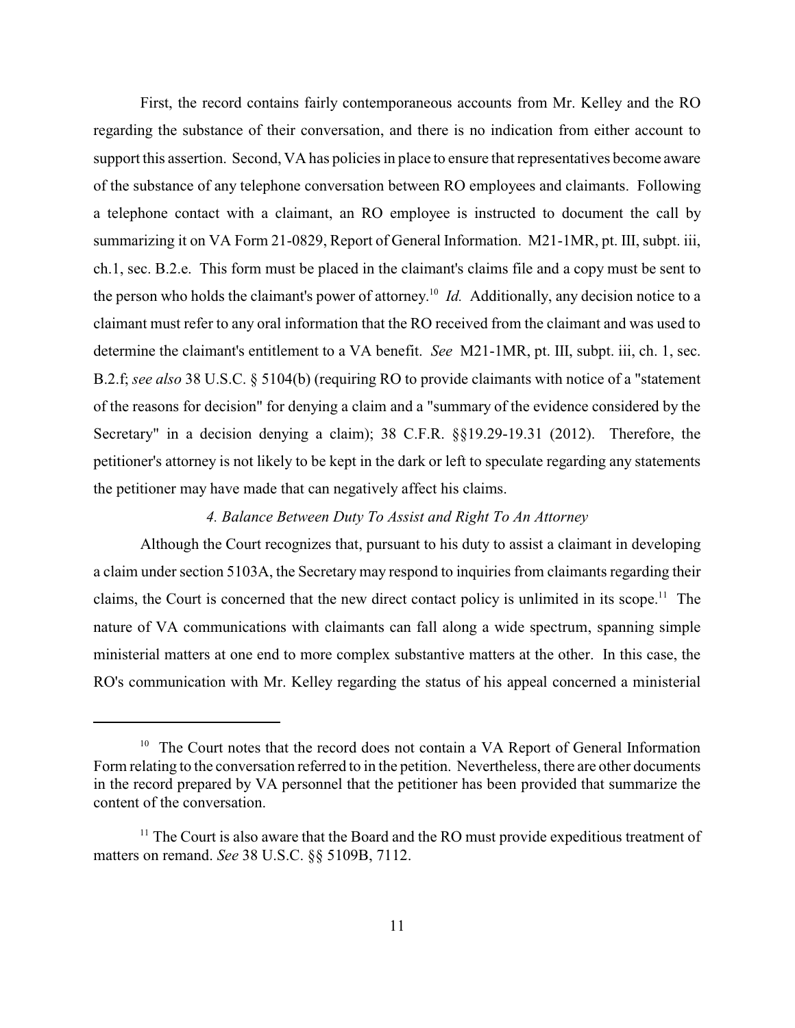First, the record contains fairly contemporaneous accounts from Mr. Kelley and the RO regarding the substance of their conversation, and there is no indication from either account to support this assertion. Second, VA has policies in place to ensure that representatives become aware of the substance of any telephone conversation between RO employees and claimants. Following a telephone contact with a claimant, an RO employee is instructed to document the call by summarizing it on VA Form 21-0829, Report of General Information. M21-1MR, pt. III, subpt. iii, ch.1, sec. B.2.e. This form must be placed in the claimant's claims file and a copy must be sent to the person who holds the claimant's power of attorney.[10] *Id.* Additionally, any decision notice to a claimant must refer to any oral information that the RO received from the claimant and was used to determine the claimant's entitlement to a VA benefit. *See* M21-1MR, pt. III, subpt. iii, ch. 1, sec. B.2.f; *see also* 38 U.S.C. § 5104(b) (requiring RO to provide claimants with notice of a "statement of the reasons for decision" for denying a claim and a "summary of the evidence considered by the Secretary" in a decision denying a claim); 38 C.F.R. §§19.29-19.31 (2012). Therefore, the petitioner's attorney is not likely to be kept in the dark or left to speculate regarding any statements the petitioner may have made that can negatively affect his claims.

*4. Balance Between Duty To Assist and Right To An Attorney*

Although the Court recognizes that, pursuant to his duty to assist a claimant in developing a claim under section 5103A, the Secretary may respond to inquiries from claimants regarding their claims, the Court is concerned that the new direct contact policy is unlimited in its scope.[11] The nature of VA communications with claimants can fall along a wide spectrum, spanning simple ministerial matters at one end to more complex substantive matters at the other. In this case, the RO's communication with Mr. Kelley regarding the status of his appeal concerned a ministerial

[10] The Court notes that the record does not contain a VA Report of General Information Form relating to the conversation referred to in the petition. Nevertheless, there are other documents in the record prepared by VA personnel that the petitioner has been provided that summarize the content of the conversation.

[11] The Court is also aware that the Board and the RO must provide expeditious treatment of matters on remand. *See* 38 U.S.C. §§ 5109B, 7112.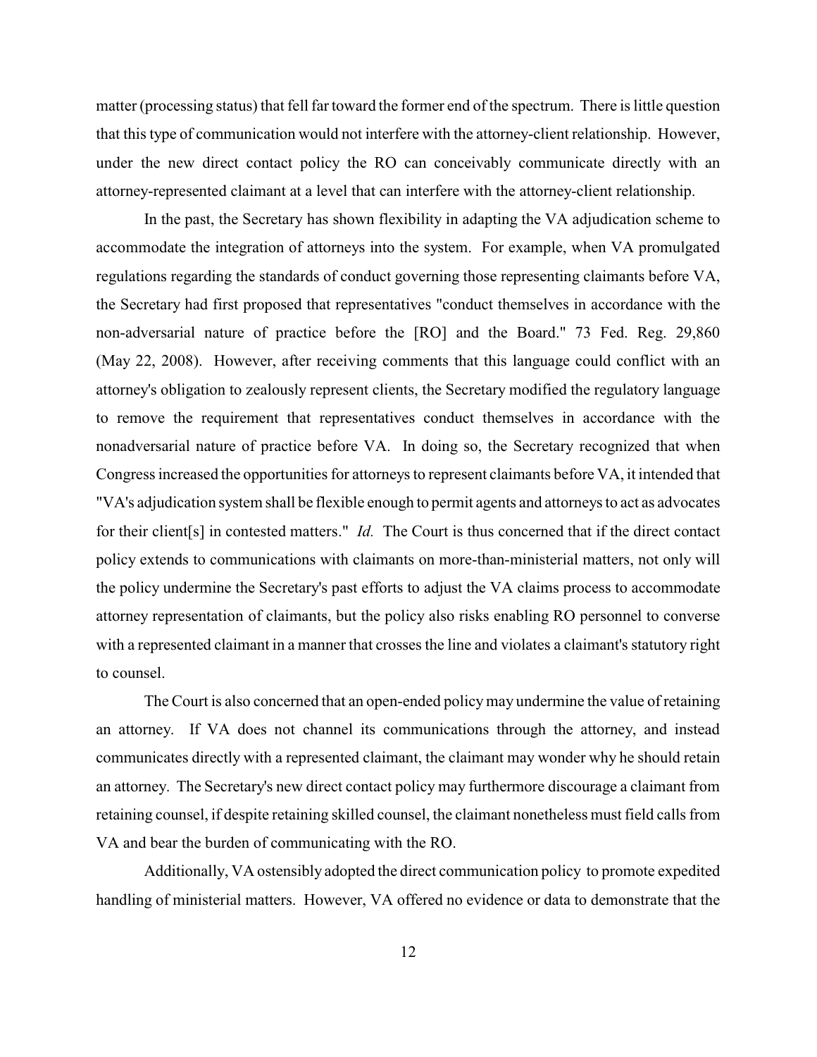matter (processing status) that fell far toward the former end of the spectrum. There is little question that this type of communication would not interfere with the attorney-client relationship. However, under the new direct contact policy the RO can conceivably communicate directly with an attorney-represented claimant at a level that can interfere with the attorney-client relationship.

In the past, the Secretary has shown flexibility in adapting the VA adjudication scheme to accommodate the integration of attorneys into the system. For example, when VA promulgated regulations regarding the standards of conduct governing those representing claimants before VA, the Secretary had first proposed that representatives "conduct themselves in accordance with the non-adversarial nature of practice before the [RO] and the Board." 73 Fed. Reg. 29,860 (May 22, 2008). However, after receiving comments that this language could conflict with an attorney's obligation to zealously represent clients, the Secretary modified the regulatory language to remove the requirement that representatives conduct themselves in accordance with the nonadversarial nature of practice before VA. In doing so, the Secretary recognized that when Congress increased the opportunities for attorneys to represent claimants before VA, it intended that "VA's adjudication system shall be flexible enough to permit agents and attorneys to act as advocates for their client[s] in contested matters." *Id.* The Court is thus concerned that if the direct contact policy extends to communications with claimants on more-than-ministerial matters, not only will the policy undermine the Secretary's past efforts to adjust the VA claims process to accommodate attorney representation of claimants, but the policy also risks enabling RO personnel to converse with a represented claimant in a manner that crosses the line and violates a claimant's statutory right to counsel.

The Court is also concerned that an open-ended policy may undermine the value of retaining an attorney. If VA does not channel its communications through the attorney, and instead communicates directly with a represented claimant, the claimant may wonder why he should retain an attorney. The Secretary's new direct contact policy may furthermore discourage a claimant from retaining counsel, if despite retaining skilled counsel, the claimant nonetheless must field calls from VA and bear the burden of communicating with the RO.

Additionally, VA ostensibly adopted the direct communication policy to promote expedited handling of ministerial matters. However, VA offered no evidence or data to demonstrate that the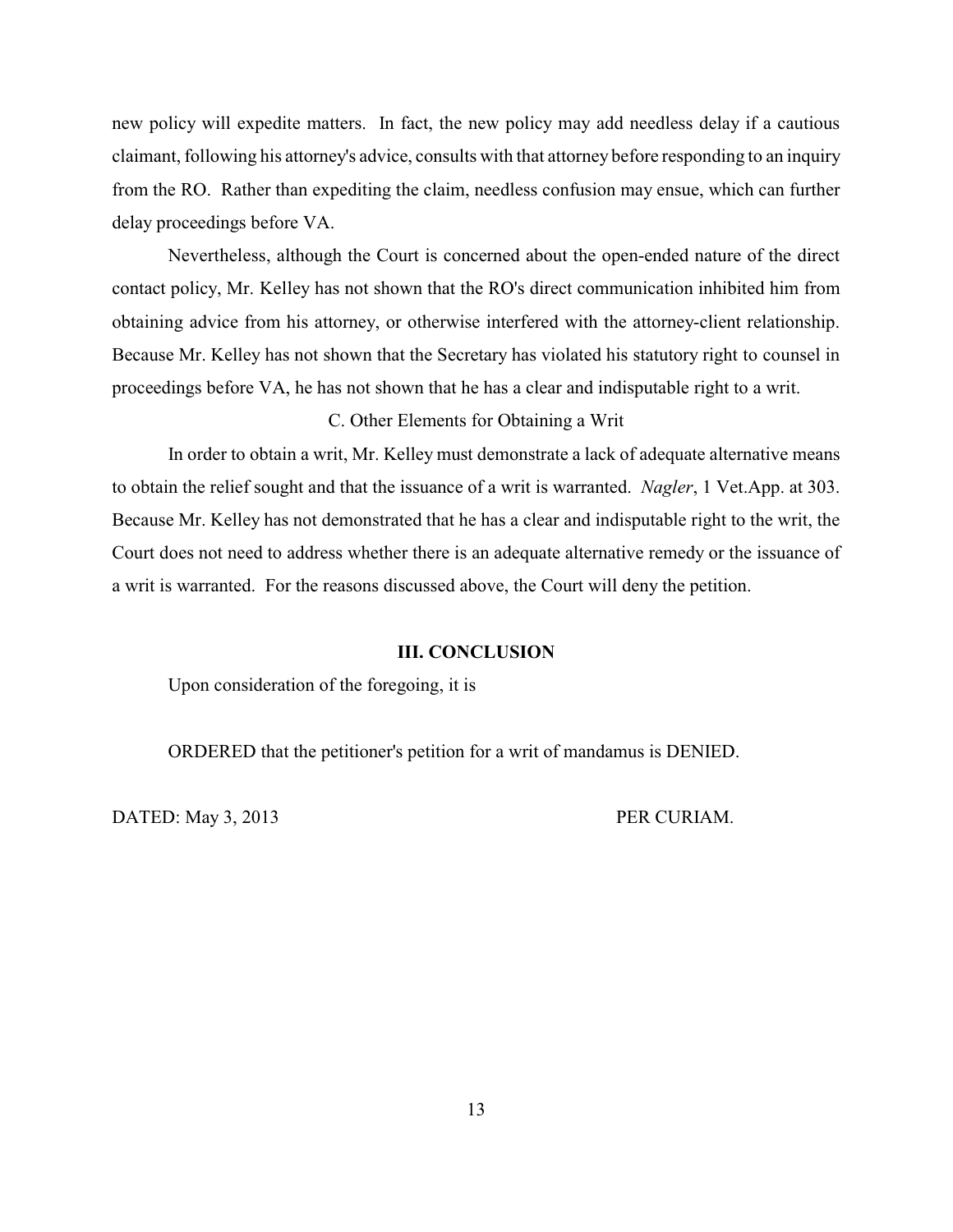new policy will expedite matters. In fact, the new policy may add needless delay if a cautious claimant, following his attorney's advice, consults with that attorney before responding to an inquiry from the RO. Rather than expediting the claim, needless confusion may ensue, which can further delay proceedings before VA.

Nevertheless, although the Court is concerned about the open-ended nature of the direct contact policy, Mr. Kelley has not shown that the RO's direct communication inhibited him from obtaining advice from his attorney, or otherwise interfered with the attorney-client relationship. Because Mr. Kelley has not shown that the Secretary has violated his statutory right to counsel in proceedings before VA, he has not shown that he has a clear and indisputable right to a writ.

### C. Other Elements for Obtaining a Writ

In order to obtain a writ, Mr. Kelley must demonstrate a lack of adequate alternative means to obtain the relief sought and that the issuance of a writ is warranted. *Nagler*, 1 Vet.App. at 303. Because Mr. Kelley has not demonstrated that he has a clear and indisputable right to the writ, the Court does not need to address whether there is an adequate alternative remedy or the issuance of a writ is warranted. For the reasons discussed above, the Court will deny the petition.

## III. CONCLUSION

Upon consideration of the foregoing, it is

ORDERED that the petitioner's petition for a writ of mandamus is DENIED.

DATED: May 3, 2013 PER CURIAM.